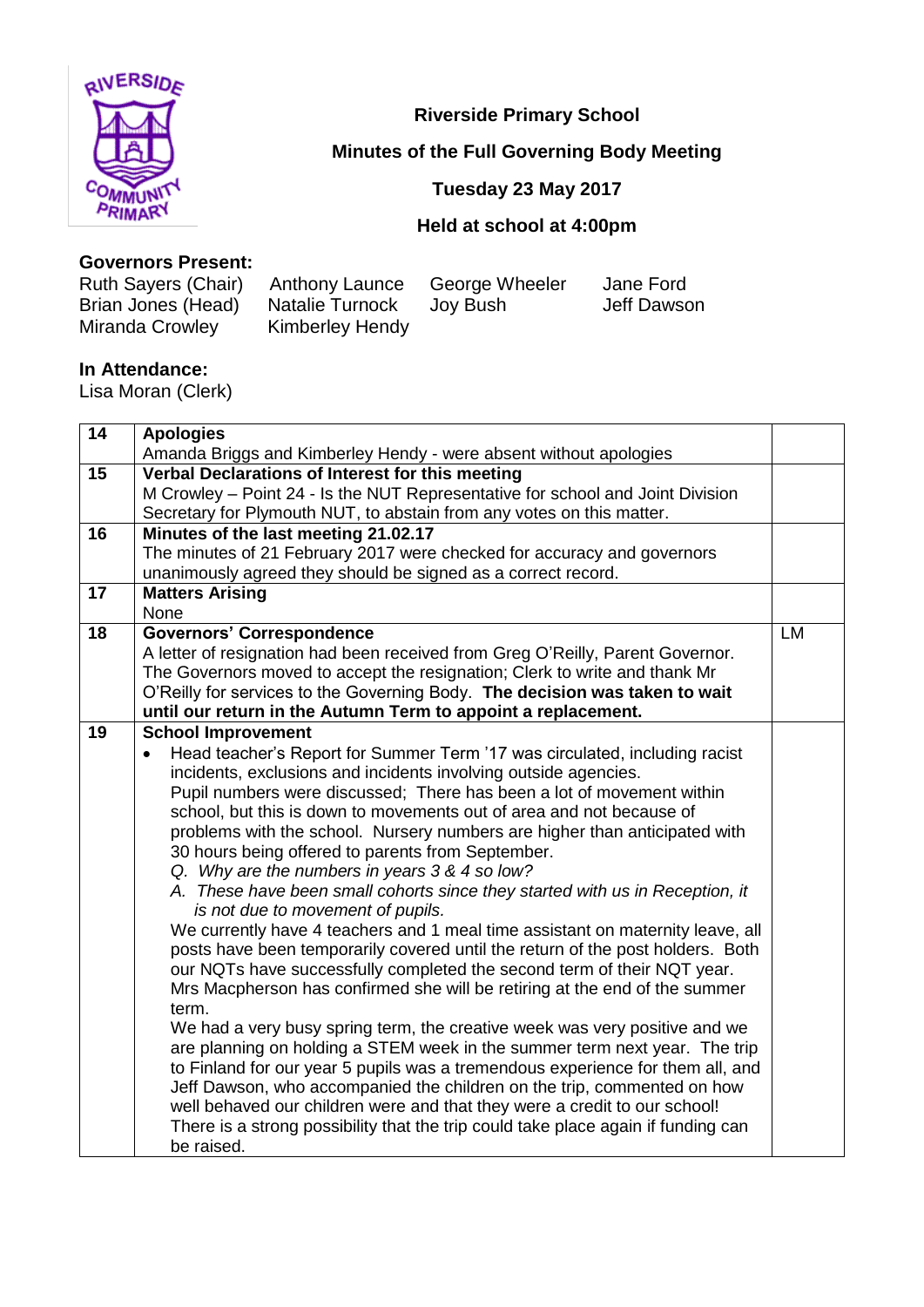**Riverside Primary School**

**Minutes of the Full Governing Body Meeting**

**Tuesday 23 May 2017**

**Held at school at 4:00pm**

**Governors Present:**

| | | | |
|---|---|---|---|
| Ruth Sayers (Chair) | Anthony Launce | George Wheeler | Jane Ford |
| Brian Jones (Head) | Natalie Turnock | Joy Bush | Jeff Dawson |
| Miranda Crowley | Kimberley Hendy | | |

**In Attendance:**
Lisa Moran (Clerk)

| | | |
|---|---|---|
| **14** | **Apologies**<br>Amanda Briggs and Kimberley Hendy - were absent without apologies | |
| **15** | **Verbal Declarations of Interest for this meeting**<br>M Crowley – Point 24 - Is the NUT Representative for school and Joint Division Secretary for Plymouth NUT, to abstain from any votes on this matter. | |
| **16** | **Minutes of the last meeting 21.02.17**<br>The minutes of 21 February 2017 were checked for accuracy and governors unanimously agreed they should be signed as a correct record. | |
| **17** | **Matters Arising**<br>None | |
| **18** | **Governors' Correspondence**<br>A letter of resignation had been received from Greg O'Reilly, Parent Governor. The Governors moved to accept the resignation; Clerk to write and thank Mr O'Reilly for services to the Governing Body. **The decision was taken to wait until our return in the Autumn Term to appoint a replacement.** | LM |
| **19** | **School Improvement**<br>• Head teacher's Report for Summer Term '17 was circulated, including racist incidents, exclusions and incidents involving outside agencies.<br>Pupil numbers were discussed; There has been a lot of movement within school, but this is down to movements out of area and not because of problems with the school. Nursery numbers are higher than anticipated with 30 hours being offered to parents from September.<br>*Q. Why are the numbers in years 3 & 4 so low?*<br>*A. These have been small cohorts since they started with us in Reception, it is not due to movement of pupils.*<br>We currently have 4 teachers and 1 meal time assistant on maternity leave, all posts have been temporarily covered until the return of the post holders. Both our NQTs have successfully completed the second term of their NQT year. Mrs Macpherson has confirmed she will be retiring at the end of the summer term.<br>We had a very busy spring term, the creative week was very positive and we are planning on holding a STEM week in the summer term next year. The trip to Finland for our year 5 pupils was a tremendous experience for them all, and Jeff Dawson, who accompanied the children on the trip, commented on how well behaved our children were and that they were a credit to our school! There is a strong possibility that the trip could take place again if funding can be raised. | |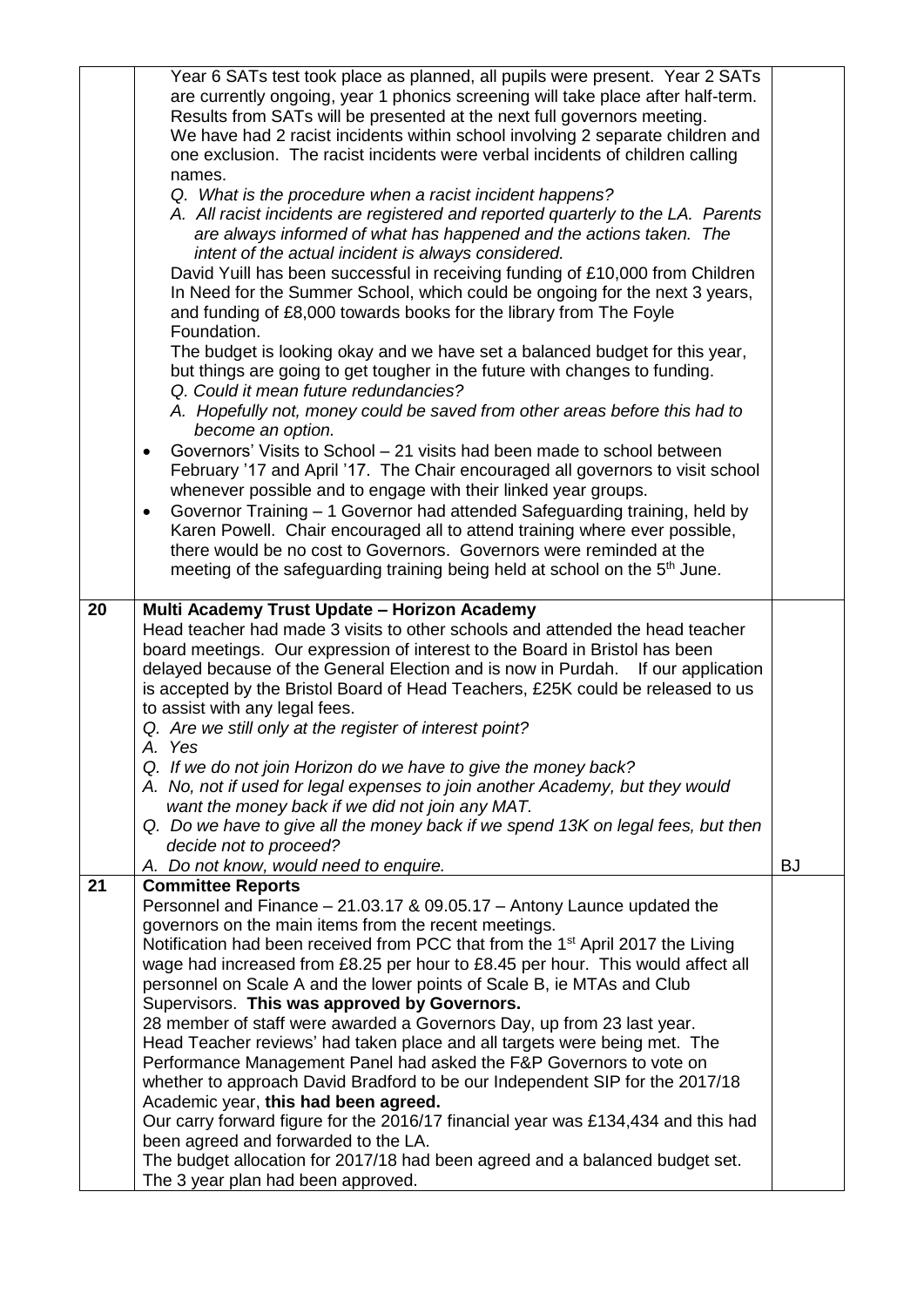| | | |
|---|---|---|
| | Year 6 SATs test took place as planned, all pupils were present. Year 2 SATs are currently ongoing, year 1 phonics screening will take place after half-term. Results from SATs will be presented at the next full governors meeting.<br>We have had 2 racist incidents within school involving 2 separate children and one exclusion. The racist incidents were verbal incidents of children calling names.<br>*Q. What is the procedure when a racist incident happens?*<br>*A. All racist incidents are registered and reported quarterly to the LA. Parents are always informed of what has happened and the actions taken. The intent of the actual incident is always considered.*<br>David Yuill has been successful in receiving funding of £10,000 from Children In Need for the Summer School, which could be ongoing for the next 3 years, and funding of £8,000 towards books for the library from The Foyle Foundation.<br>The budget is looking okay and we have set a balanced budget for this year, but things are going to get tougher in the future with changes to funding.<br>*Q. Could it mean future redundancies?*<br>*A. Hopefully not, money could be saved from other areas before this had to become an option.*<br>• Governors' Visits to School – 21 visits had been made to school between February '17 and April '17. The Chair encouraged all governors to visit school whenever possible and to engage with their linked year groups.<br>• Governor Training – 1 Governor had attended Safeguarding training, held by Karen Powell. Chair encouraged all to attend training where ever possible, there would be no cost to Governors. Governors were reminded at the meeting of the safeguarding training being held at school on the 5th June. | |
| **20** | **Multi Academy Trust Update – Horizon Academy**<br>Head teacher had made 3 visits to other schools and attended the head teacher board meetings. Our expression of interest to the Board in Bristol has been delayed because of the General Election and is now in Purdah. If our application is accepted by the Bristol Board of Head Teachers, £25K could be released to us to assist with any legal fees.<br>*Q. Are we still only at the register of interest point?*<br>*A. Yes*<br>*Q. If we do not join Horizon do we have to give the money back?*<br>*A. No, not if used for legal expenses to join another Academy, but they would want the money back if we did not join any MAT.*<br>*Q. Do we have to give all the money back if we spend 13K on legal fees, but then decide not to proceed?*<br>*A. Do not know, would need to enquire.* | BJ |
| **21** | **Committee Reports**<br>Personnel and Finance – 21.03.17 & 09.05.17 – Antony Launce updated the governors on the main items from the recent meetings.<br>Notification had been received from PCC that from the 1st April 2017 the Living wage had increased from £8.25 per hour to £8.45 per hour. This would affect all personnel on Scale A and the lower points of Scale B, ie MTAs and Club Supervisors. **This was approved by Governors.**<br>28 member of staff were awarded a Governors Day, up from 23 last year.<br>Head Teacher reviews' had taken place and all targets were being met. The Performance Management Panel had asked the F&P Governors to vote on whether to approach David Bradford to be our Independent SIP for the 2017/18 Academic year, **this had been agreed.**<br>Our carry forward figure for the 2016/17 financial year was £134,434 and this had been agreed and forwarded to the LA.<br>The budget allocation for 2017/18 had been agreed and a balanced budget set.<br>The 3 year plan had been approved. | |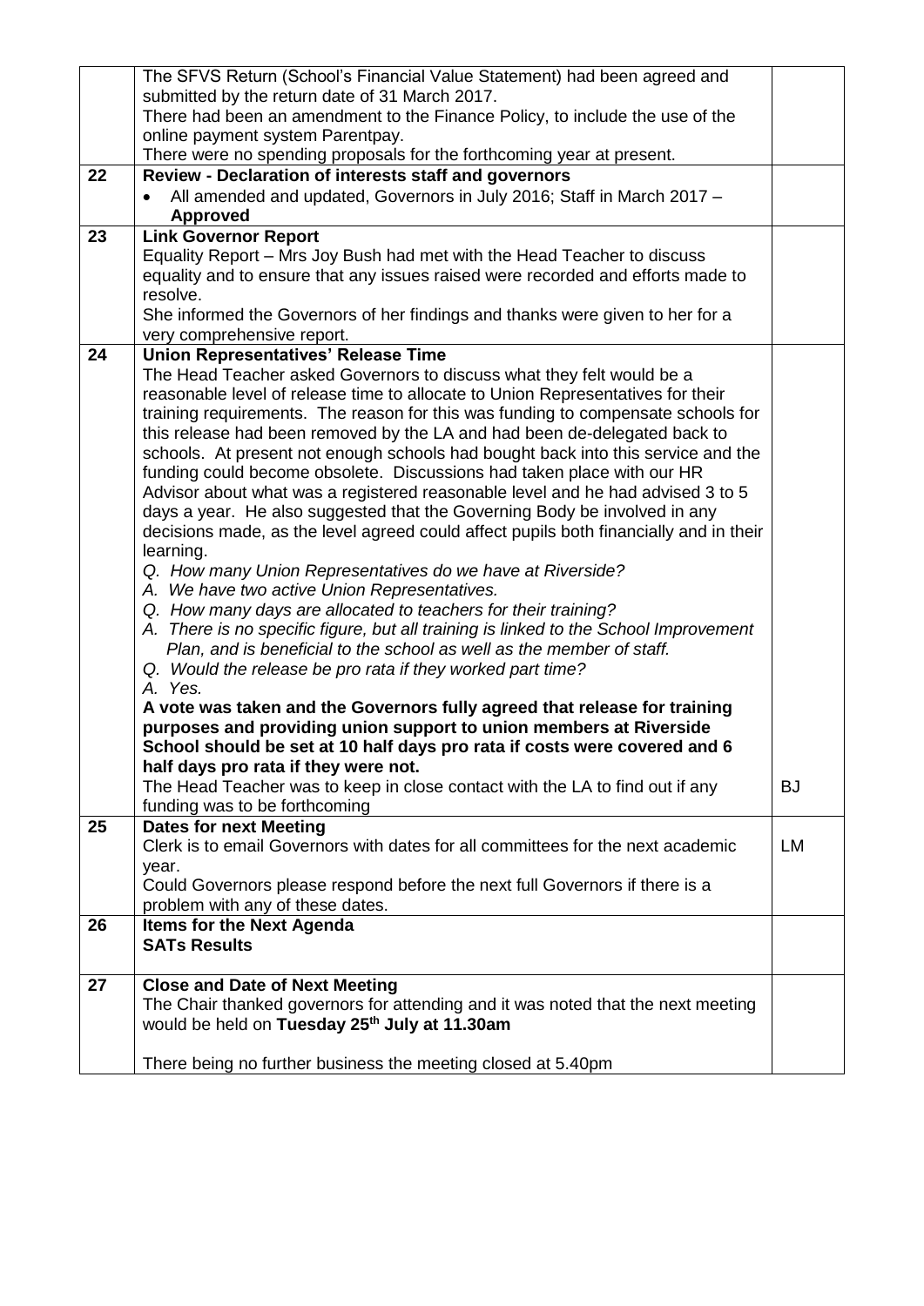| | | |
|---|---|---|
| | The SFVS Return (School's Financial Value Statement) had been agreed and submitted by the return date of 31 March 2017.<br>There had been an amendment to the Finance Policy, to include the use of the online payment system Parentpay.<br>There were no spending proposals for the forthcoming year at present. | |
| **22** | **Review - Declaration of interests staff and governors**<br>• All amended and updated, Governors in July 2016; Staff in March 2017 – **Approved** | |
| **23** | **Link Governor Report**<br>Equality Report – Mrs Joy Bush had met with the Head Teacher to discuss equality and to ensure that any issues raised were recorded and efforts made to resolve.<br>She informed the Governors of her findings and thanks were given to her for a very comprehensive report. | |
| **24** | **Union Representatives' Release Time**<br>The Head Teacher asked Governors to discuss what they felt would be a reasonable level of release time to allocate to Union Representatives for their training requirements. The reason for this was funding to compensate schools for this release had been removed by the LA and had been de-delegated back to schools. At present not enough schools had bought back into this service and the funding could become obsolete. Discussions had taken place with our HR Advisor about what was a registered reasonable level and he had advised 3 to 5 days a year. He also suggested that the Governing Body be involved in any decisions made, as the level agreed could affect pupils both financially and in their learning.<br>*Q. How many Union Representatives do we have at Riverside?*<br>*A. We have two active Union Representatives.*<br>*Q. How many days are allocated to teachers for their training?*<br>*A. There is no specific figure, but all training is linked to the School Improvement Plan, and is beneficial to the school as well as the member of staff.*<br>*Q. Would the release be pro rata if they worked part time?*<br>*A. Yes.*<br>**A vote was taken and the Governors fully agreed that release for training purposes and providing union support to union members at Riverside School should be set at 10 half days pro rata if costs were covered and 6 half days pro rata if they were not.**<br>The Head Teacher was to keep in close contact with the LA to find out if any funding was to be forthcoming | BJ |
| **25** | **Dates for next Meeting**<br>Clerk is to email Governors with dates for all committees for the next academic year.<br>Could Governors please respond before the next full Governors if there is a problem with any of these dates. | LM |
| **26** | **Items for the Next Agenda**<br>**SATs Results** | |
| **27** | **Close and Date of Next Meeting**<br>The Chair thanked governors for attending and it was noted that the next meeting would be held on **Tuesday 25th July at 11.30am**<br><br>There being no further business the meeting closed at 5.40pm | |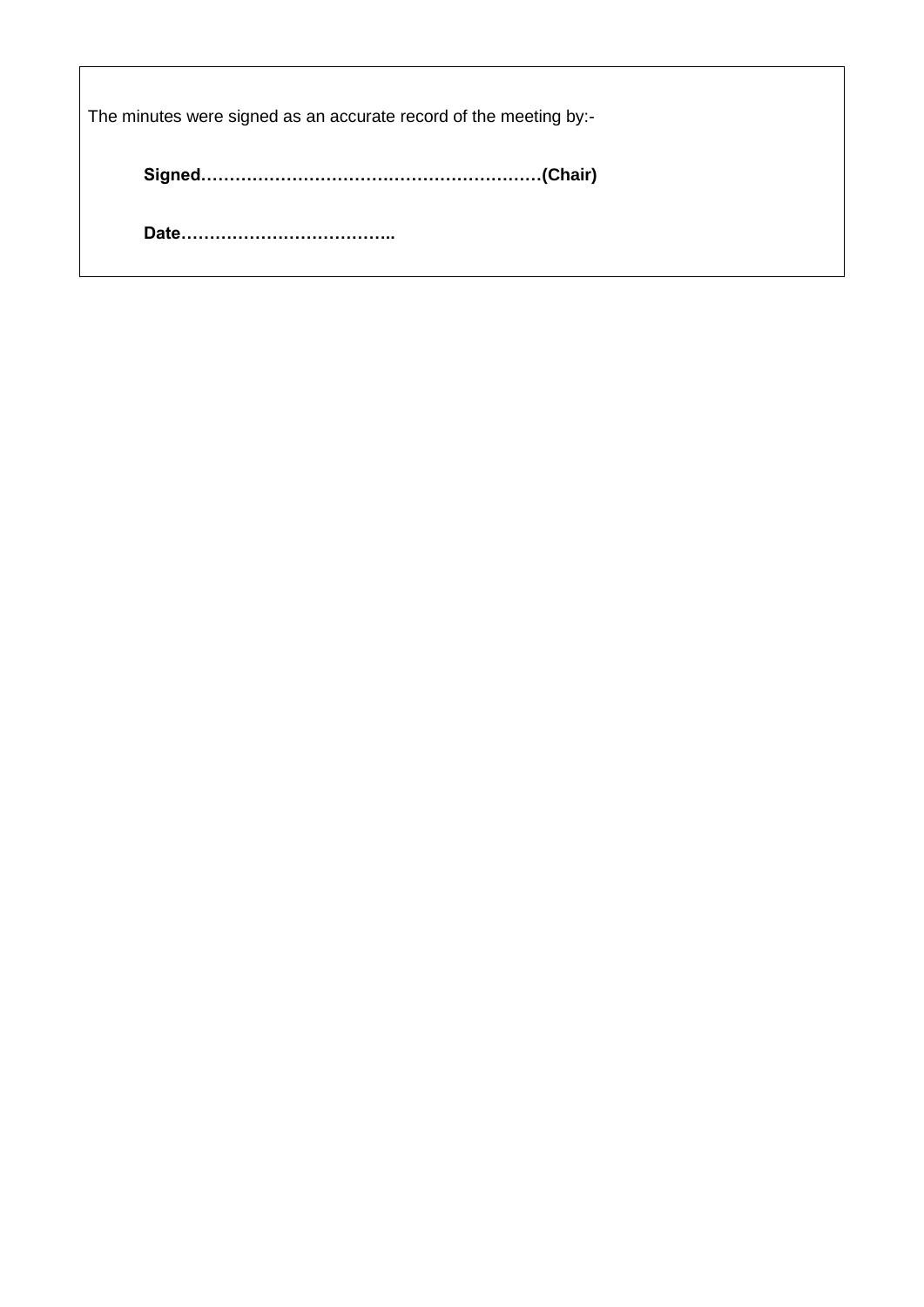The minutes were signed as an accurate record of the meeting by:-

**Signed……………………………………………………(Chair)**

**Date………………………………..**